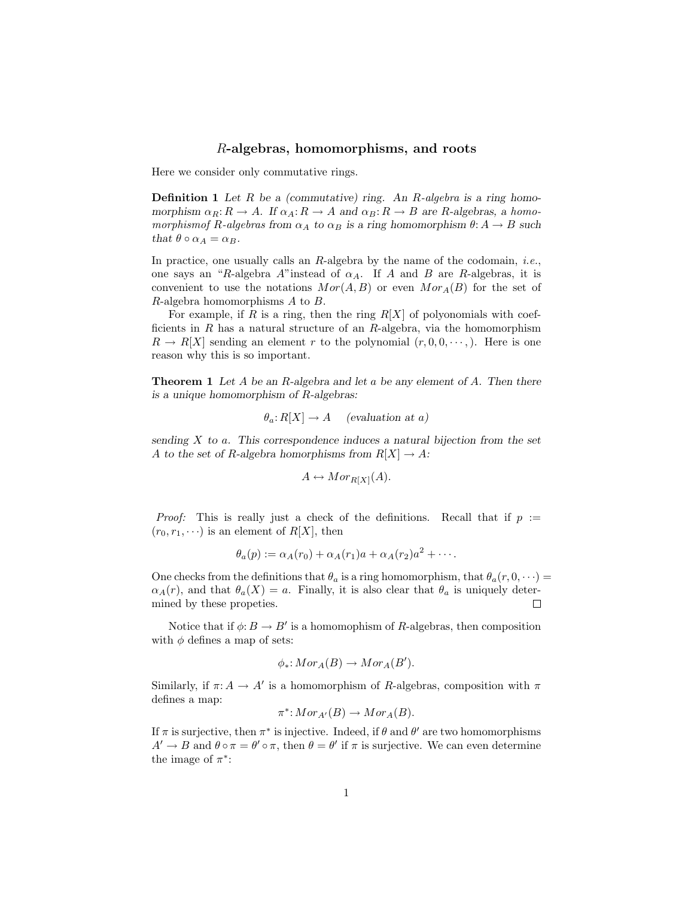# $R$-algebras, homomorphisms, and roots

Here we consider only commutative rings.

**Definition 1** *Let $R$ be a (commutative) ring. An $R$-algebra is a ring homomorphism $\alpha_R: R \to A$. If $\alpha_A: R \to A$ and $\alpha_B: R \to B$ are $R$-algebras, a homomorphismof $R$-algebras from $\alpha_A$ to $\alpha_B$ is a ring homomorphism $\theta: A \to B$ such that $\theta \circ \alpha_A = \alpha_B$.*

In practice, one usually calls an $R$-algebra by the name of the codomain, *i.e.*, one says an "$R$-algebra $A$"instead of $\alpha_A$. If $A$ and $B$ are $R$-algebras, it is convenient to use the notations $Mor(A, B)$ or even $Mor_A(B)$ for the set of $R$-algebra homomorphisms $A$ to $B$.

For example, if $R$ is a ring, then the ring $R[X]$ of polyonomials with coefficients in $R$ has a natural structure of an $R$-algebra, via the homomorphism $R \to R[X]$ sending an element $r$ to the polynomial $(r, 0, 0, \cdots, )$. Here is one reason why this is so important.

**Theorem 1** *Let $A$ be an $R$-algebra and let $a$ be any element of $A$. Then there is a unique homomorphism of $R$-algebras:*

$$\theta_a: R[X] \to A \quad \text{(evaluation at } a\text{)}$$

*sending $X$ to $a$. This correspondence induces a natural bijection from the set $A$ to the set of $R$-algebra homorphisms from $R[X] \to A$:*

$$A \leftrightarrow Mor_{R[X]}(A).$$

*Proof:* This is really just a check of the definitions. Recall that if $p := (r_0, r_1, \cdots)$ is an element of $R[X]$, then

$$\theta_a(p) := \alpha_A(r_0) + \alpha_A(r_1)a + \alpha_A(r_2)a^2 + \cdots.$$

One checks from the definitions that $\theta_a$ is a ring homomorphism, that $\theta_a(r, 0, \cdots) = \alpha_A(r)$, and that $\theta_a(X) = a$. Finally, it is also clear that $\theta_a$ is uniquely determined by these propeties. □

Notice that if $\phi: B \to B'$ is a homomophism of $R$-algebras, then composition with $\phi$ defines a map of sets:

$$\phi_*: Mor_A(B) \to Mor_A(B').$$

Similarly, if $\pi: A \to A'$ is a homomorphism of $R$-algebras, composition with $\pi$ defines a map:

$$\pi^*: Mor_{A'}(B) \to Mor_A(B).$$

If $\pi$ is surjective, then $\pi^*$ is injective. Indeed, if $\theta$ and $\theta'$ are two homomorphisms $A' \to B$ and $\theta \circ \pi = \theta' \circ \pi$, then $\theta = \theta'$ if $\pi$ is surjective. We can even determine the image of $\pi^*$: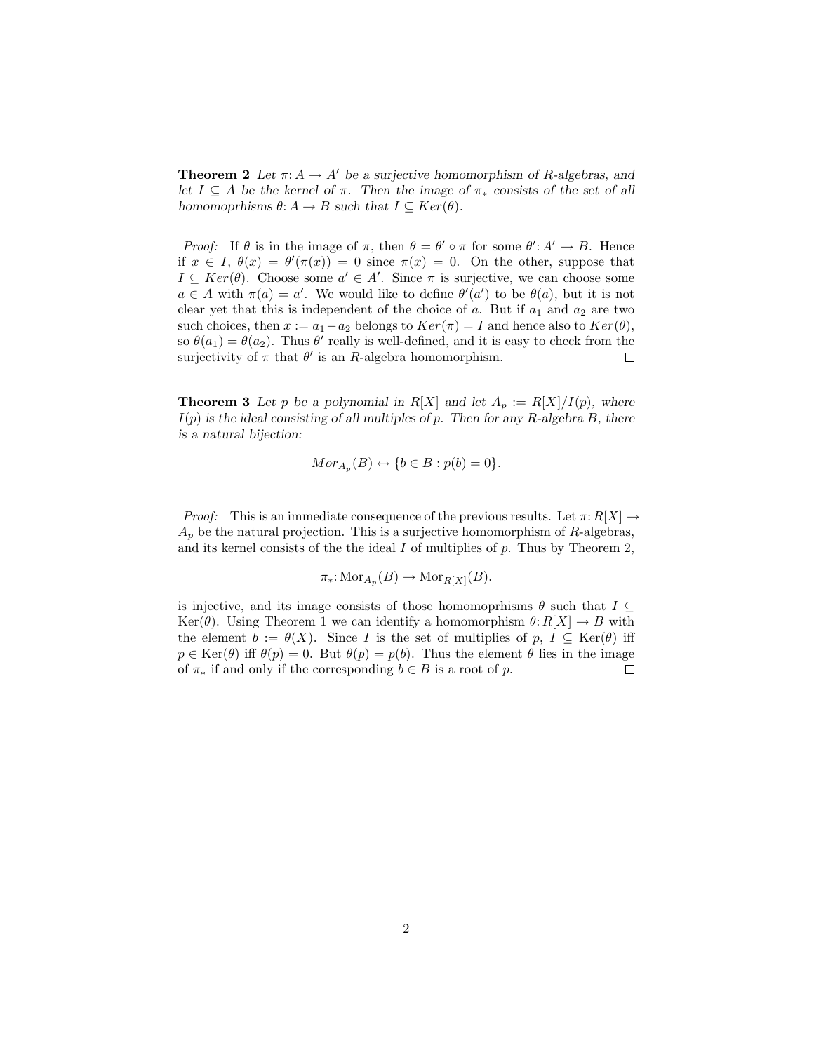**Theorem 2** *Let $\pi: A \to A'$ be a surjective homomorphism of $R$-algebras, and let $I \subseteq A$ be the kernel of $\pi$. Then the image of $\pi_*$ consists of the set of all homomoprhisms $\theta: A \to B$ such that $I \subseteq Ker(\theta)$.*

*Proof:* If $\theta$ is in the image of $\pi$, then $\theta = \theta' \circ \pi$ for some $\theta': A' \to B$. Hence if $x \in I$, $\theta(x) = \theta'(\pi(x)) = 0$ since $\pi(x) = 0$. On the other, suppose that $I \subseteq Ker(\theta)$. Choose some $a' \in A'$. Since $\pi$ is surjective, we can choose some $a \in A$ with $\pi(a) = a'$. We would like to define $\theta'(a')$ to be $\theta(a)$, but it is not clear yet that this is independent of the choice of $a$. But if $a_1$ and $a_2$ are two such choices, then $x := a_1 - a_2$ belongs to $Ker(\pi) = I$ and hence also to $Ker(\theta)$, so $\theta(a_1) = \theta(a_2)$. Thus $\theta'$ really is well-defined, and it is easy to check from the surjectivity of $\pi$ that $\theta'$ is an $R$-algebra homomorphism. $\square$

**Theorem 3** *Let $p$ be a polynomial in $R[X]$ and let $A_p := R[X]/I(p)$, where $I(p)$ is the ideal consisting of all multiples of $p$. Then for any $R$-algebra $B$, there is a natural bijection:*

$$Mor_{A_p}(B) \leftrightarrow \{b \in B : p(b) = 0\}.$$

*Proof:* This is an immediate consequence of the previous results. Let $\pi: R[X] \to A_p$ be the natural projection. This is a surjective homomorphism of $R$-algebras, and its kernel consists of the the ideal $I$ of multiples of $p$. Thus by Theorem 2,

$$\pi_*: \mathrm{Mor}_{A_p}(B) \to \mathrm{Mor}_{R[X]}(B).$$

is injective, and its image consists of those homomoprhisms $\theta$ such that $I \subseteq \mathrm{Ker}(\theta)$. Using Theorem 1 we can identify a homomorphism $\theta: R[X] \to B$ with the element $b := \theta(X)$. Since $I$ is the set of multiples of $p$, $I \subseteq \mathrm{Ker}(\theta)$ iff $p \in \mathrm{Ker}(\theta)$ iff $\theta(p) = 0$. But $\theta(p) = p(b)$. Thus the element $\theta$ lies in the image of $\pi_*$ if and only if the corresponding $b \in B$ is a root of $p$. $\square$